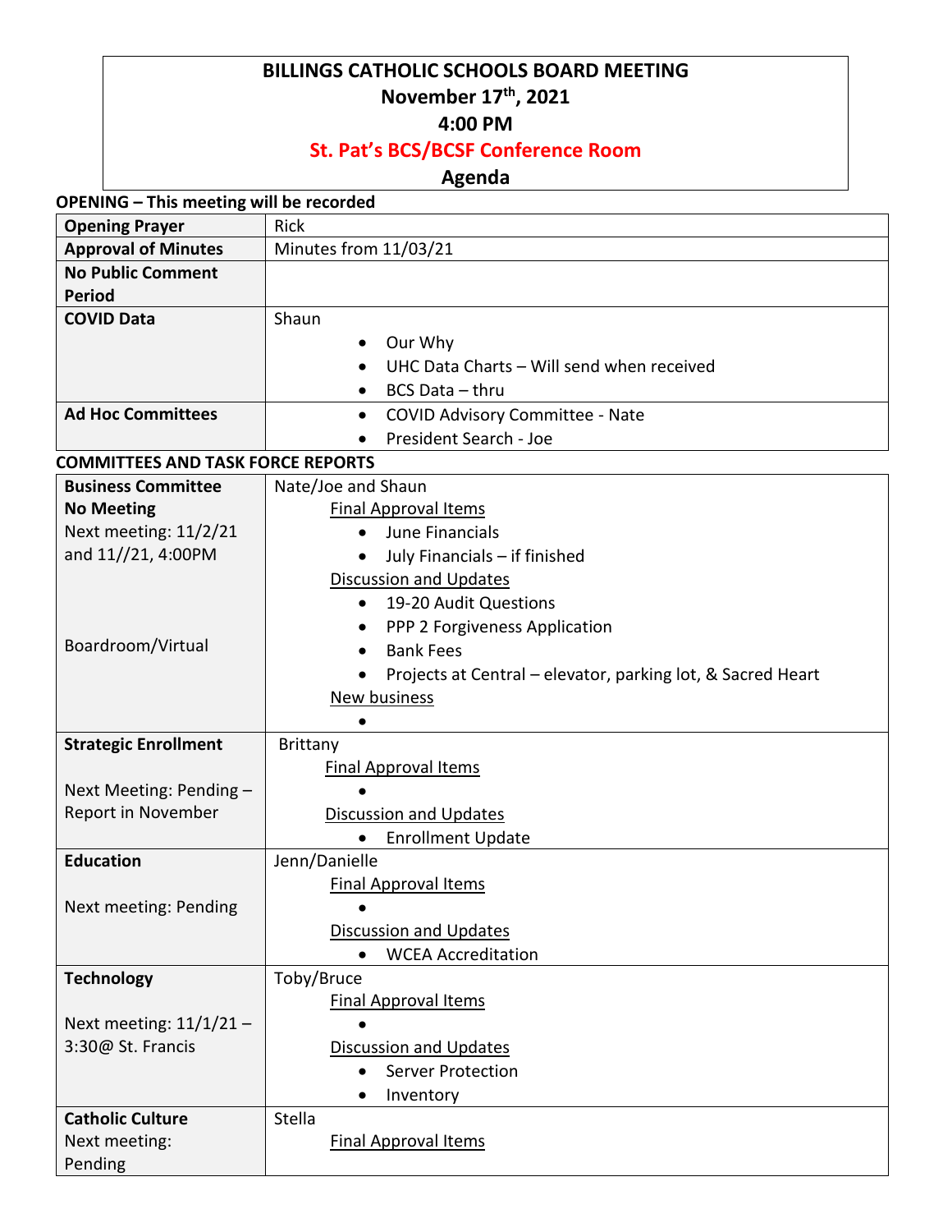# BILLINGS CATHOLIC SCHOOLS BOARD MEETING

**November 17th, 2021**

**4:00 PM**

**St. Pat's BCS/BCSF Conference Room**

**Agenda**

**OPENING – This meeting will be recorded**

| | |
|---|---|
| **Opening Prayer** | Rick |
| **Approval of Minutes** | Minutes from 11/03/21 |
| **No Public Comment Period** | |
| **COVID Data** | Shaun<br>• Our Why<br>• UHC Data Charts – Will send when received<br>• BCS Data – thru |
| **Ad Hoc Committees** | • COVID Advisory Committee - Nate<br>• President Search - Joe |

**COMMITTEES AND TASK FORCE REPORTS**

| | |
|---|---|
| **Business Committee**<br>**No Meeting**<br>Next meeting: 11/2/21 and 11//21, 4:00PM<br><br>Boardroom/Virtual | Nate/Joe and Shaun<br>Final Approval Items<br>• June Financials<br>• July Financials – if finished<br>Discussion and Updates<br>• 19-20 Audit Questions<br>• PPP 2 Forgiveness Application<br>• Bank Fees<br>• Projects at Central – elevator, parking lot, & Sacred Heart<br>New business<br>• |
| **Strategic Enrollment**<br><br>Next Meeting: Pending – Report in November | Brittany<br>Final Approval Items<br>•<br>Discussion and Updates<br>• Enrollment Update |
| **Education**<br><br>Next meeting: Pending | Jenn/Danielle<br>Final Approval Items<br>•<br>Discussion and Updates<br>• WCEA Accreditation |
| **Technology**<br><br>Next meeting: 11/1/21 – 3:30@ St. Francis | Toby/Bruce<br>Final Approval Items<br>•<br>Discussion and Updates<br>• Server Protection<br>• Inventory |
| **Catholic Culture**<br>Next meeting: Pending | Stella<br>Final Approval Items |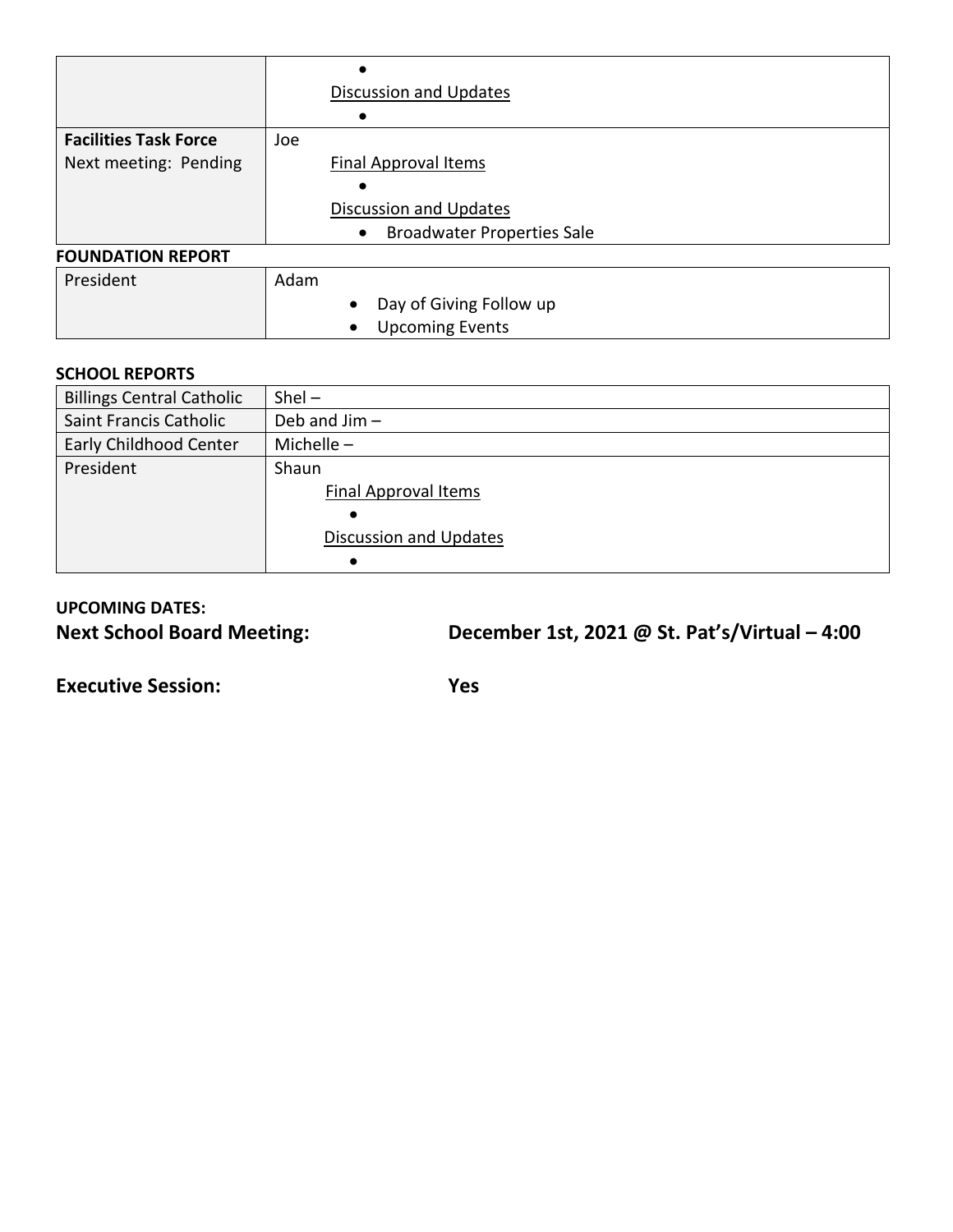| | |
|---|---|
| | •<br>Discussion and Updates<br>• |
| **Facilities Task Force**<br>Next meeting: Pending | Joe<br>Final Approval Items<br>•<br>Discussion and Updates<br>• Broadwater Properties Sale |

**FOUNDATION REPORT**

| | |
|---|---|
| President | Adam<br>• Day of Giving Follow up<br>• Upcoming Events |

**SCHOOL REPORTS**

| | |
|---|---|
| Billings Central Catholic | Shel – |
| Saint Francis Catholic | Deb and Jim – |
| Early Childhood Center | Michelle – |
| President | Shaun<br>Final Approval Items<br>•<br>Discussion and Updates<br>• |

**UPCOMING DATES:**

**Next School Board Meeting:** **December 1st, 2021 @ St. Pat's/Virtual – 4:00**

**Executive Session:** **Yes**